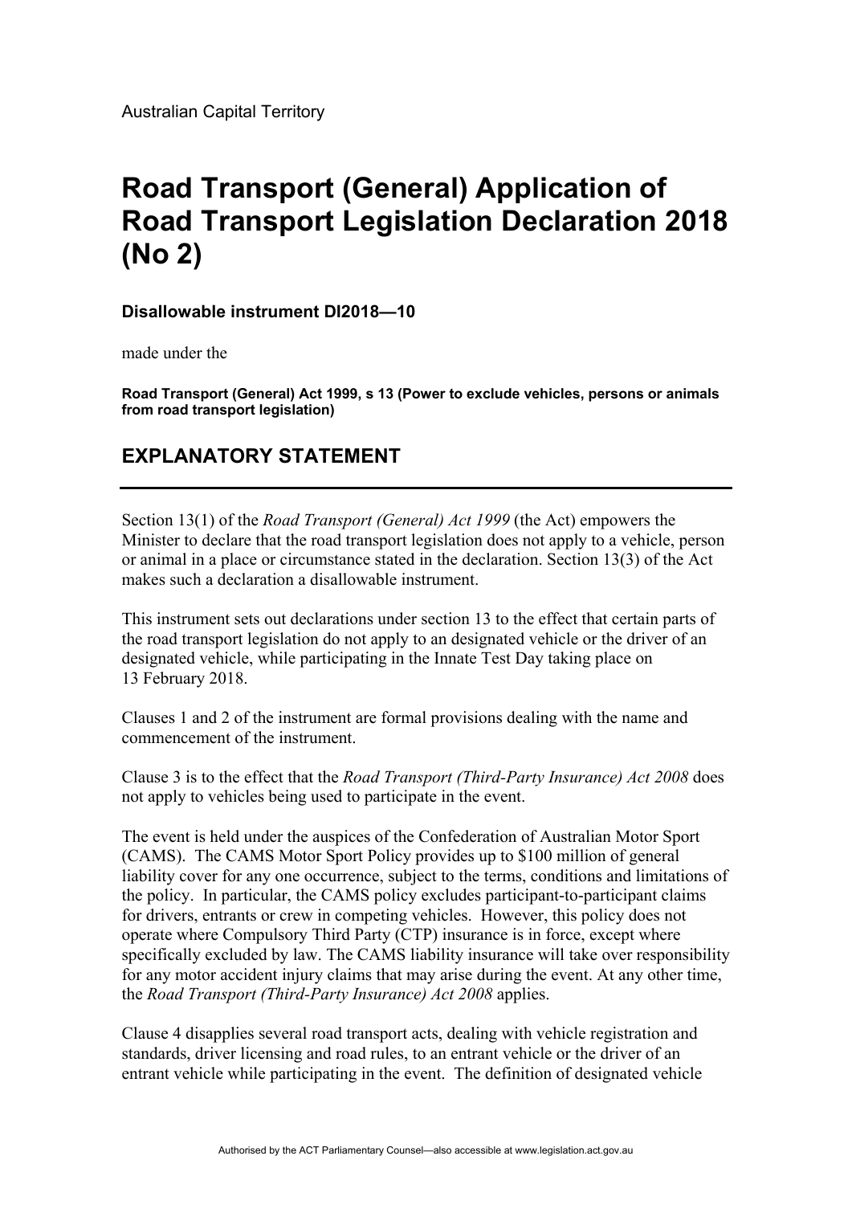Australian Capital Territory

# Road Transport (General) Application of Road Transport Legislation Declaration 2018 (No 2)

**Disallowable instrument DI2018—10**

made under the

**Road Transport (General) Act 1999, s 13 (Power to exclude vehicles, persons or animals from road transport legislation)**

## EXPLANATORY STATEMENT

---

Section 13(1) of the *Road Transport (General) Act 1999* (the Act) empowers the Minister to declare that the road transport legislation does not apply to a vehicle, person or animal in a place or circumstance stated in the declaration. Section 13(3) of the Act makes such a declaration a disallowable instrument.

This instrument sets out declarations under section 13 to the effect that certain parts of the road transport legislation do not apply to an designated vehicle or the driver of an designated vehicle, while participating in the Innate Test Day taking place on 13 February 2018.

Clauses 1 and 2 of the instrument are formal provisions dealing with the name and commencement of the instrument.

Clause 3 is to the effect that the *Road Transport (Third-Party Insurance) Act 2008* does not apply to vehicles being used to participate in the event.

The event is held under the auspices of the Confederation of Australian Motor Sport (CAMS). The CAMS Motor Sport Policy provides up to $100 million of general liability cover for any one occurrence, subject to the terms, conditions and limitations of the policy. In particular, the CAMS policy excludes participant-to-participant claims for drivers, entrants or crew in competing vehicles. However, this policy does not operate where Compulsory Third Party (CTP) insurance is in force, except where specifically excluded by law. The CAMS liability insurance will take over responsibility for any motor accident injury claims that may arise during the event. At any other time, the *Road Transport (Third-Party Insurance) Act 2008* applies.

Clause 4 disapplies several road transport acts, dealing with vehicle registration and standards, driver licensing and road rules, to an entrant vehicle or the driver of an entrant vehicle while participating in the event. The definition of designated vehicle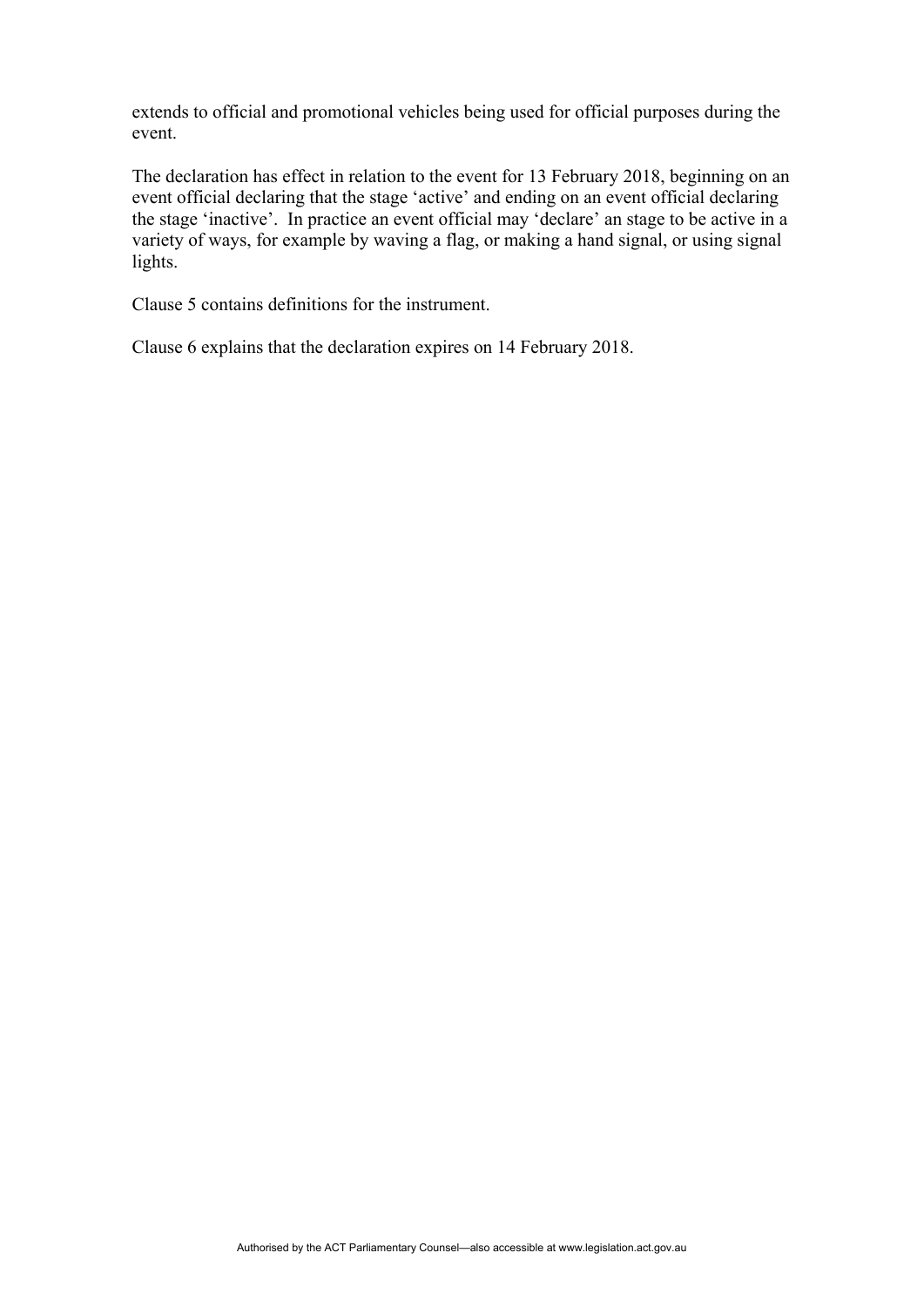extends to official and promotional vehicles being used for official purposes during the event.

The declaration has effect in relation to the event for 13 February 2018, beginning on an event official declaring that the stage 'active' and ending on an event official declaring the stage 'inactive'. In practice an event official may 'declare' an stage to be active in a variety of ways, for example by waving a flag, or making a hand signal, or using signal lights.

Clause 5 contains definitions for the instrument.

Clause 6 explains that the declaration expires on 14 February 2018.